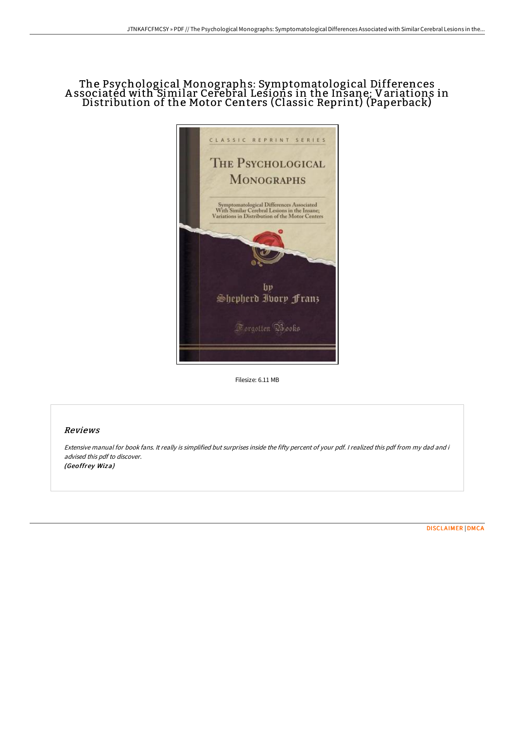# The Psychological Monographs: Symptomatological Differences Associated with Similar Cerebral Lesions in the Insane; Variations in Distribution of the Motor Centers (Classic Reprint) (Paperback)

Filesize: 6.11 MB

## Reviews

*Extensive manual for book fans. It really is simplified but surprises inside the fifty percent of your pdf. I realized this pdf from my dad and i advised this pdf to discover.*
*(Geoffrey Wiza)*

DISCLAIMER | DMCA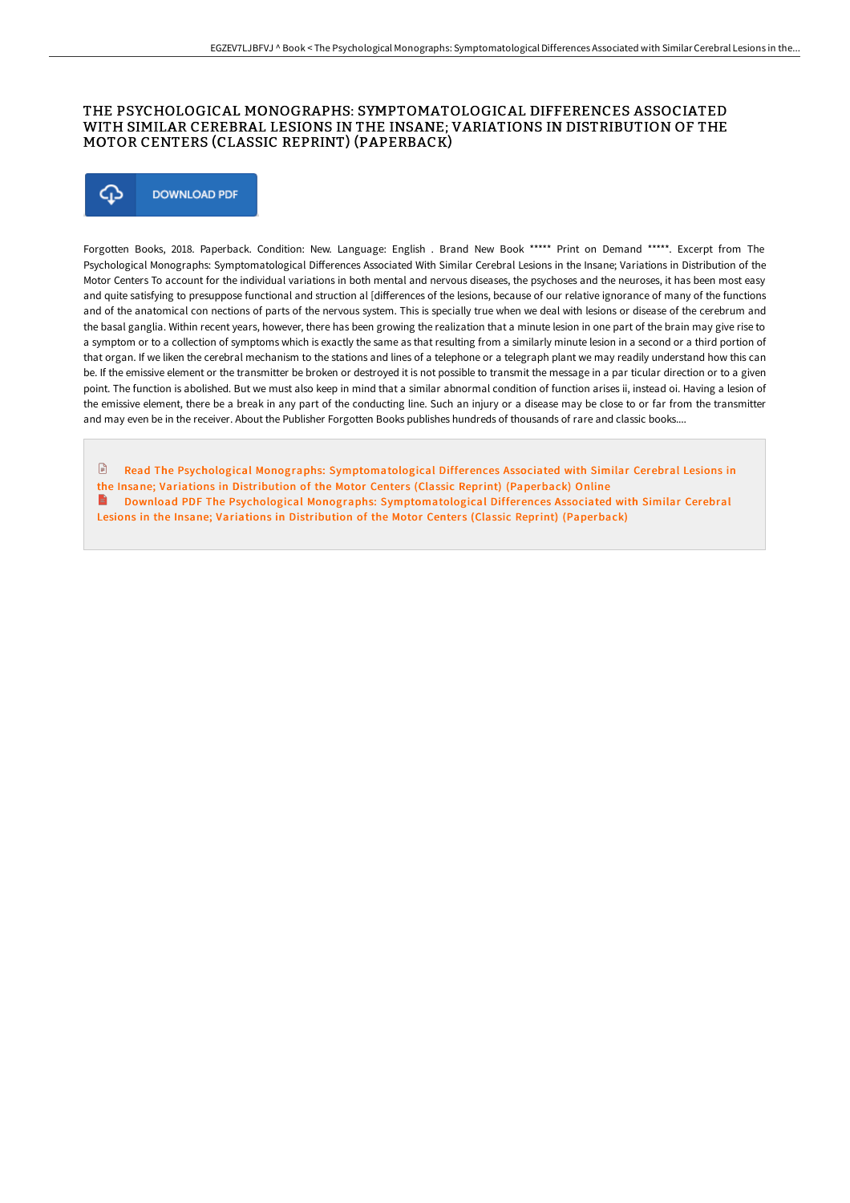# THE PSYCHOLOGICAL MONOGRAPHS: SYMPTOMATOLOGICAL DIFFERENCES ASSOCIATED WITH SIMILAR CEREBRAL LESIONS IN THE INSANE; VARIATIONS IN DISTRIBUTION OF THE MOTOR CENTERS (CLASSIC REPRINT) (PAPERBACK)

DOWNLOAD PDF

Forgotten Books, 2018. Paperback. Condition: New. Language: English . Brand New Book ***** Print on Demand *****. Excerpt from The Psychological Monographs: Symptomatological Differences Associated With Similar Cerebral Lesions in the Insane; Variations in Distribution of the Motor Centers To account for the individual variations in both mental and nervous diseases, the psychoses and the neuroses, it has been most easy and quite satisfying to presuppose functional and struction al [differences of the lesions, because of our relative ignorance of many of the functions and of the anatomical con nections of parts of the nervous system. This is specially true when we deal with lesions or disease of the cerebrum and the basal ganglia. Within recent years, however, there has been growing the realization that a minute lesion in one part of the brain may give rise to a symptom or to a collection of symptoms which is exactly the same as that resulting from a similarly minute lesion in a second or a third portion of that organ. If we liken the cerebral mechanism to the stations and lines of a telephone or a telegraph plant we may readily understand how this can be. If the emissive element or the transmitter be broken or destroyed it is not possible to transmit the message in a par ticular direction or to a given point. The function is abolished. But we must also keep in mind that a similar abnormal condition of function arises ii, instead oi. Having a lesion of the emissive element, there be a break in any part of the conducting line. Such an injury or a disease may be close to or far from the transmitter and may even be in the receiver. About the Publisher Forgotten Books publishes hundreds of thousands of rare and classic books....

Read The Psychological Monographs: Symptomatological Differences Associated with Similar Cerebral Lesions in the Insane; Variations in Distribution of the Motor Centers (Classic Reprint) (Paperback) Online

Download PDF The Psychological Monographs: Symptomatological Differences Associated with Similar Cerebral Lesions in the Insane; Variations in Distribution of the Motor Centers (Classic Reprint) (Paperback)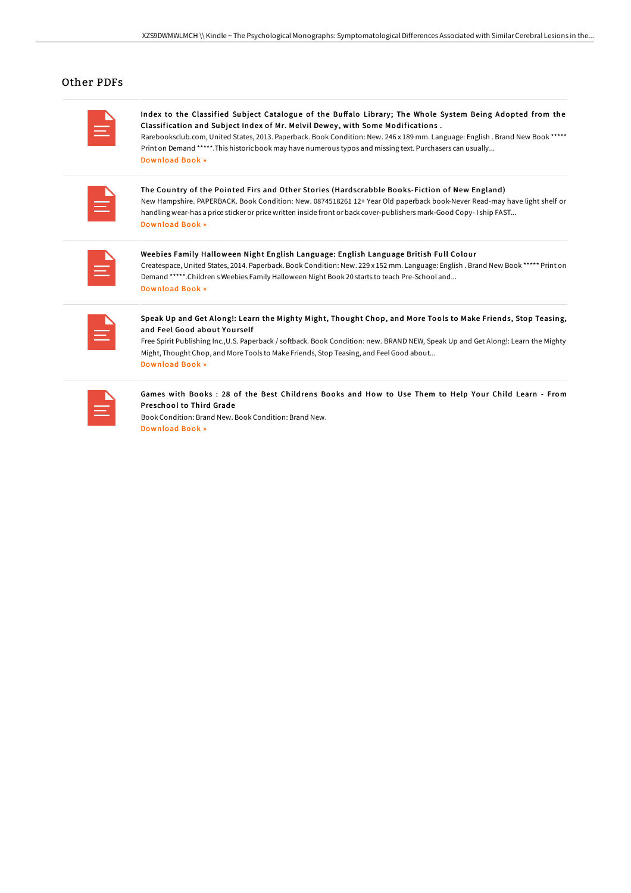## Other PDFs

**Index to the Classified Subject Catalogue of the Buffalo Library; The Whole System Being Adopted from the Classification and Subject Index of Mr. Melvil Dewey, with Some Modifications .**

Rarebooksclub.com, United States, 2013. Paperback. Book Condition: New. 246 x 189 mm. Language: English . Brand New Book ***** Print on Demand *****.This historic book may have numerous typos and missing text. Purchasers can usually...

Download Book »

**The Country of the Pointed Firs and Other Stories (Hardscrabble Books-Fiction of New England)**

New Hampshire. PAPERBACK. Book Condition: New. 0874518261 12+ Year Old paperback book-Never Read-may have light shelf or handling wear-has a price sticker or price written inside front or back cover-publishers mark-Good Copy- I ship FAST...

Download Book »

**Weebies Family Halloween Night English Language: English Language British Full Colour**

Createspace, United States, 2014. Paperback. Book Condition: New. 229 x 152 mm. Language: English . Brand New Book ***** Print on Demand *****.Children s Weebies Family Halloween Night Book 20 starts to teach Pre-School and...

Download Book »

**Speak Up and Get Along!: Learn the Mighty Might, Thought Chop, and More Tools to Make Friends, Stop Teasing, and Feel Good about Yourself**

Free Spirit Publishing Inc.,U.S. Paperback / softback. Book Condition: new. BRAND NEW, Speak Up and Get Along!: Learn the Mighty Might, Thought Chop, and More Tools to Make Friends, Stop Teasing, and Feel Good about...

Download Book »

**Games with Books : 28 of the Best Childrens Books and How to Use Them to Help Your Child Learn - From Preschool to Third Grade**

Book Condition: Brand New. Book Condition: Brand New.

Download Book »